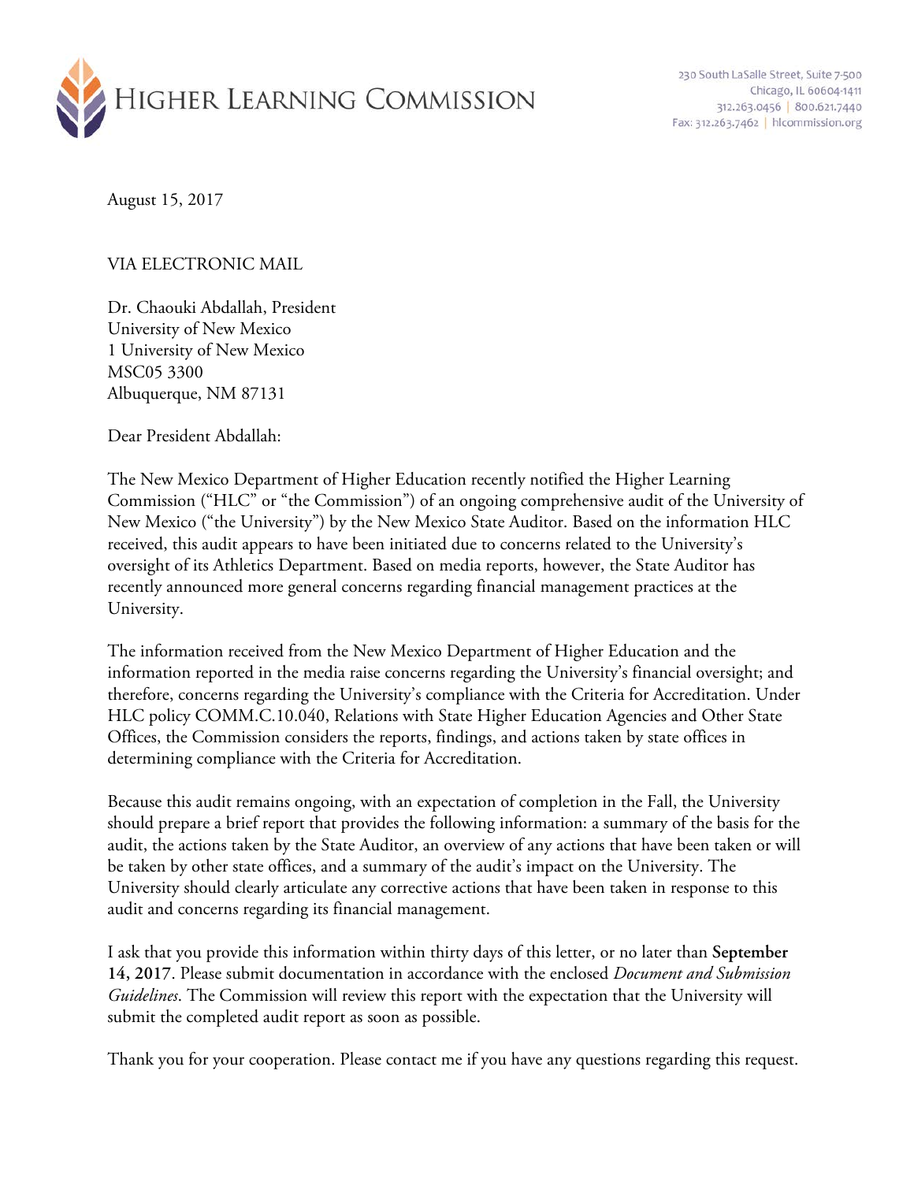HIGHER LEARNING COMMISSION

230 South LaSalle Street, Suite 7-500
Chicago, IL 60604-1411
312.263.0456 | 800.621.7440
Fax: 312.263.7462 | hlcommission.org

August 15, 2017

VIA ELECTRONIC MAIL

Dr. Chaouki Abdallah, President
University of New Mexico
1 University of New Mexico
MSC05 3300
Albuquerque, NM 87131

Dear President Abdallah:

The New Mexico Department of Higher Education recently notified the Higher Learning Commission ("HLC" or "the Commission") of an ongoing comprehensive audit of the University of New Mexico ("the University") by the New Mexico State Auditor. Based on the information HLC received, this audit appears to have been initiated due to concerns related to the University's oversight of its Athletics Department. Based on media reports, however, the State Auditor has recently announced more general concerns regarding financial management practices at the University.

The information received from the New Mexico Department of Higher Education and the information reported in the media raise concerns regarding the University's financial oversight; and therefore, concerns regarding the University's compliance with the Criteria for Accreditation. Under HLC policy COMM.C.10.040, Relations with State Higher Education Agencies and Other State Offices, the Commission considers the reports, findings, and actions taken by state offices in determining compliance with the Criteria for Accreditation.

Because this audit remains ongoing, with an expectation of completion in the Fall, the University should prepare a brief report that provides the following information: a summary of the basis for the audit, the actions taken by the State Auditor, an overview of any actions that have been taken or will be taken by other state offices, and a summary of the audit's impact on the University. The University should clearly articulate any corrective actions that have been taken in response to this audit and concerns regarding its financial management.

I ask that you provide this information within thirty days of this letter, or no later than **September 14, 2017**. Please submit documentation in accordance with the enclosed *Document and Submission Guidelines*. The Commission will review this report with the expectation that the University will submit the completed audit report as soon as possible.

Thank you for your cooperation. Please contact me if you have any questions regarding this request.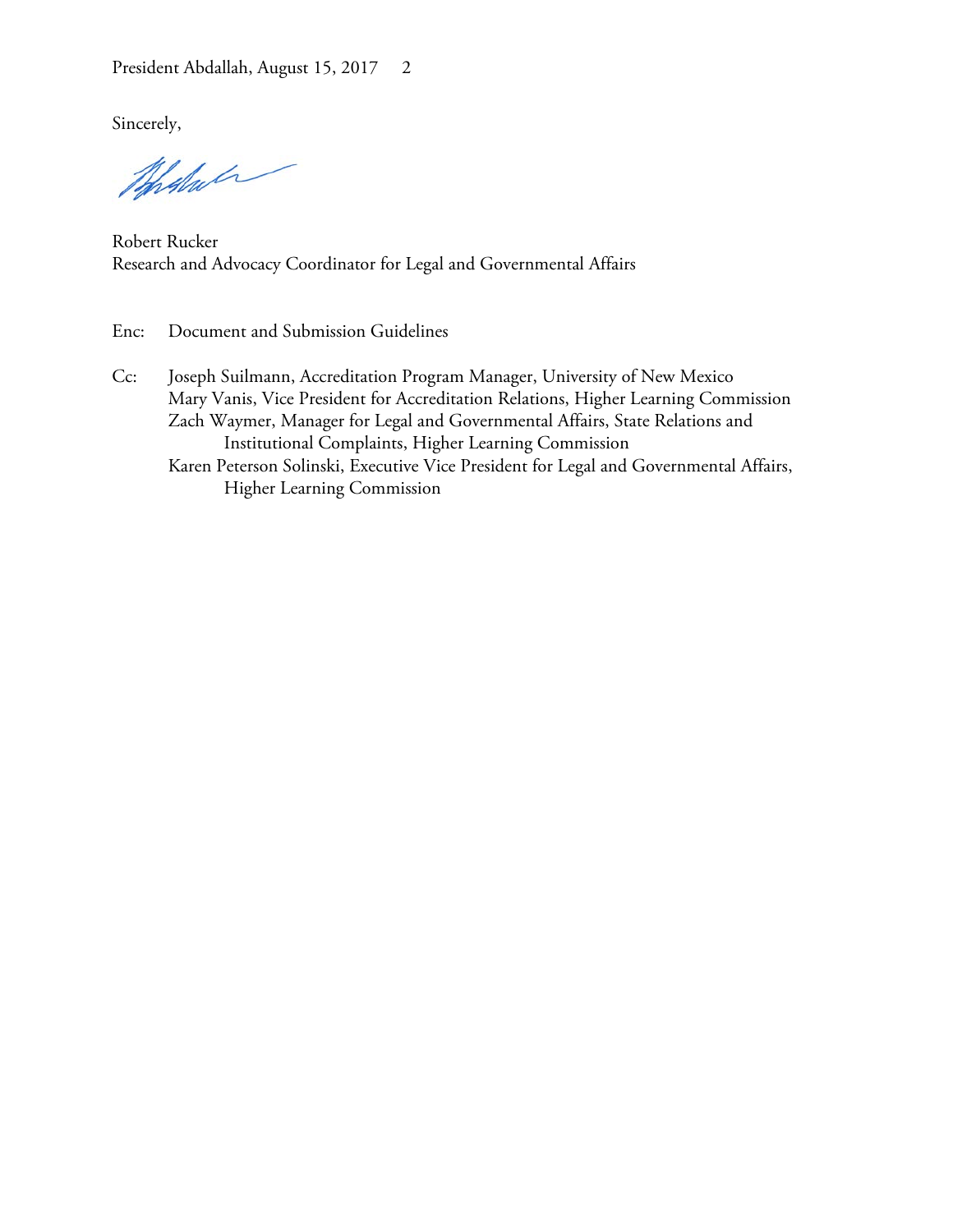Sincerely,

Robert Rucker
Research and Advocacy Coordinator for Legal and Governmental Affairs

Enc: Document and Submission Guidelines

Cc: Joseph Suilmann, Accreditation Program Manager, University of New Mexico
Mary Vanis, Vice President for Accreditation Relations, Higher Learning Commission
Zach Waymer, Manager for Legal and Governmental Affairs, State Relations and Institutional Complaints, Higher Learning Commission
Karen Peterson Solinski, Executive Vice President for Legal and Governmental Affairs, Higher Learning Commission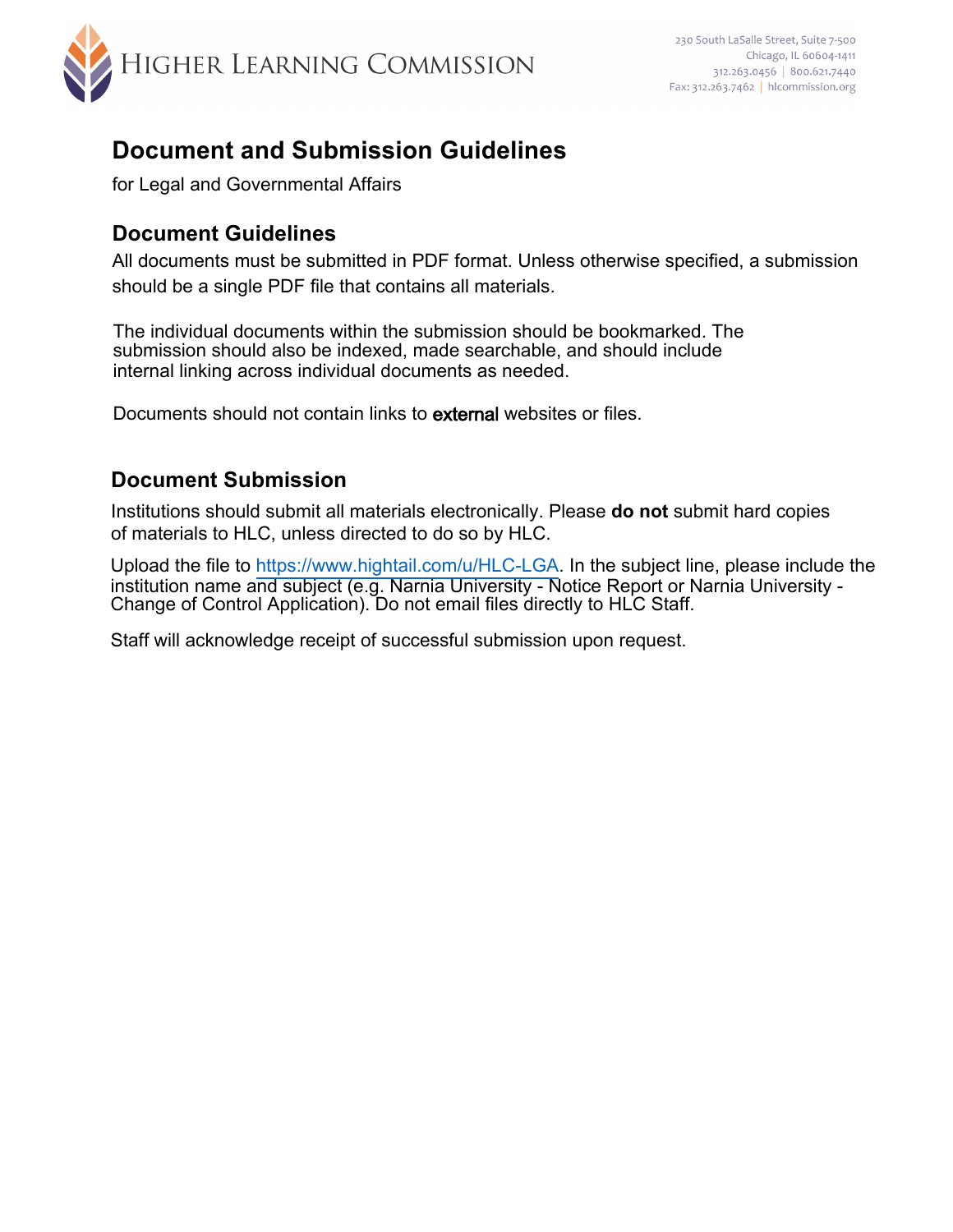# Document and Submission Guidelines

for Legal and Governmental Affairs

## Document Guidelines

All documents must be submitted in PDF format. Unless otherwise specified, a submission should be a single PDF file that contains all materials.

The individual documents within the submission should be bookmarked. The submission should also be indexed, made searchable, and should include internal linking across individual documents as needed.

Documents should not contain links to **external** websites or files.

## Document Submission

Institutions should submit all materials electronically. Please **do not** submit hard copies of materials to HLC, unless directed to do so by HLC.

Upload the file to https://www.hightail.com/u/HLC-LGA. In the subject line, please include the institution name and subject (e.g. Narnia University - Notice Report or Narnia University - Change of Control Application). Do not email files directly to HLC Staff.

Staff will acknowledge receipt of successful submission upon request.